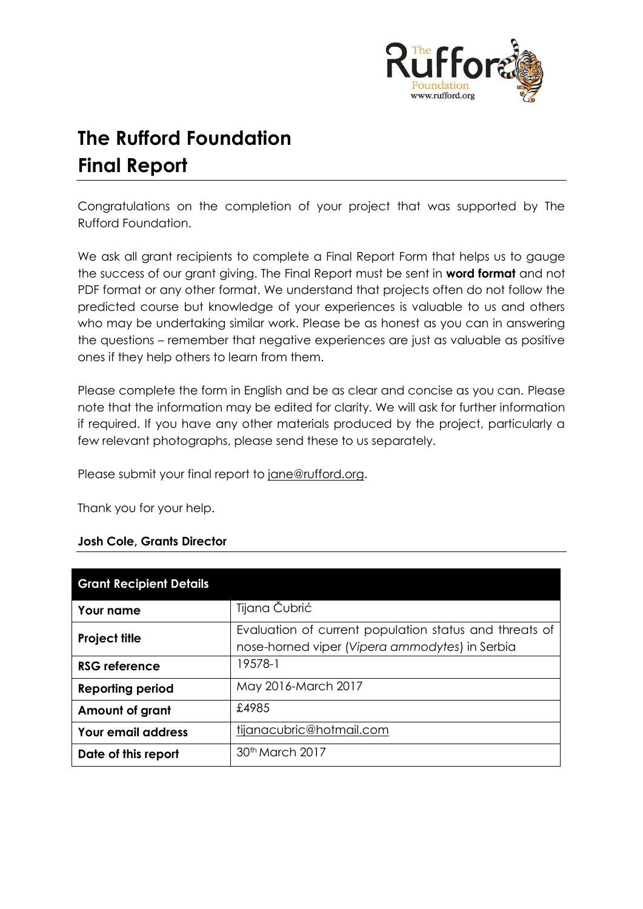# The Rufford Foundation
# Final Report

Congratulations on the completion of your project that was supported by The Rufford Foundation.

We ask all grant recipients to complete a Final Report Form that helps us to gauge the success of our grant giving. The Final Report must be sent in **word format** and not PDF format or any other format. We understand that projects often do not follow the predicted course but knowledge of your experiences is valuable to us and others who may be undertaking similar work. Please be as honest as you can in answering the questions – remember that negative experiences are just as valuable as positive ones if they help others to learn from them.

Please complete the form in English and be as clear and concise as you can. Please note that the information may be edited for clarity. We will ask for further information if required. If you have any other materials produced by the project, particularly a few relevant photographs, please send these to us separately.

Please submit your final report to jane@rufford.org.

Thank you for your help.

**Josh Cole, Grants Director**

| Grant Recipient Details | |
|---|---|
| **Your name** | Tijana Čubrić |
| **Project title** | Evaluation of current population status and threats of nose-horned viper (*Vipera ammodytes*) in Serbia |
| **RSG reference** | 19578-1 |
| **Reporting period** | May 2016-March 2017 |
| **Amount of grant** | £4985 |
| **Your email address** | tijanacubric@hotmail.com |
| **Date of this report** | 30th March 2017 |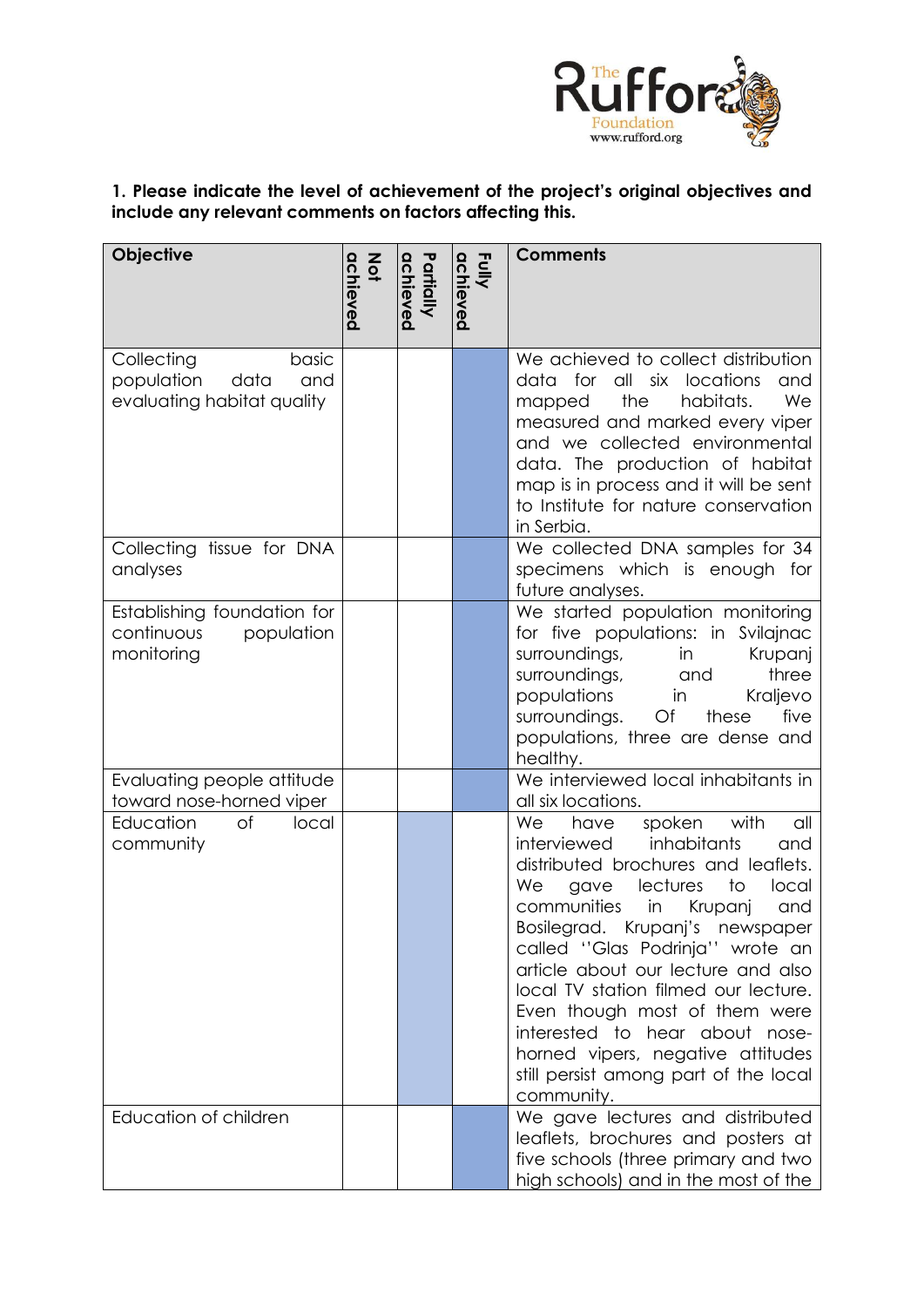**1. Please indicate the level of achievement of the project's original objectives and include any relevant comments on factors affecting this.**

| Objective | Not achieved | Partially achieved | Fully achieved | Comments |
|---|---|---|---|---|
| Collecting basic population data and evaluating habitat quality | | | X | We achieved to collect distribution data for all six locations and mapped the habitats. We measured and marked every viper and we collected environmental data. The production of habitat map is in process and it will be sent to Institute for nature conservation in Serbia. |
| Collecting tissue for DNA analyses | | | X | We collected DNA samples for 34 specimens which is enough for future analyses. |
| Establishing foundation for continuous population monitoring | | | X | We started population monitoring for five populations: in Svilajnac surroundings, in Krupanj surroundings, and three populations in Kraljevo surroundings. Of these five populations, three are dense and healthy. |
| Evaluating people attitude toward nose-horned viper | | | X | We interviewed local inhabitants in all six locations. |
| Education of local community | | X | | We have spoken with all interviewed inhabitants and distributed brochures and leaflets. We gave lectures to local communities in Krupanj and Bosilegrad. Krupanj's newspaper called ''Glas Podrinja'' wrote an article about our lecture and also local TV station filmed our lecture. Even though most of them were interested to hear about nose-horned vipers, negative attitudes still persist among part of the local community. |
| Education of children | | | X | We gave lectures and distributed leaflets, brochures and posters at five schools (three primary and two high schools) and in the most of the |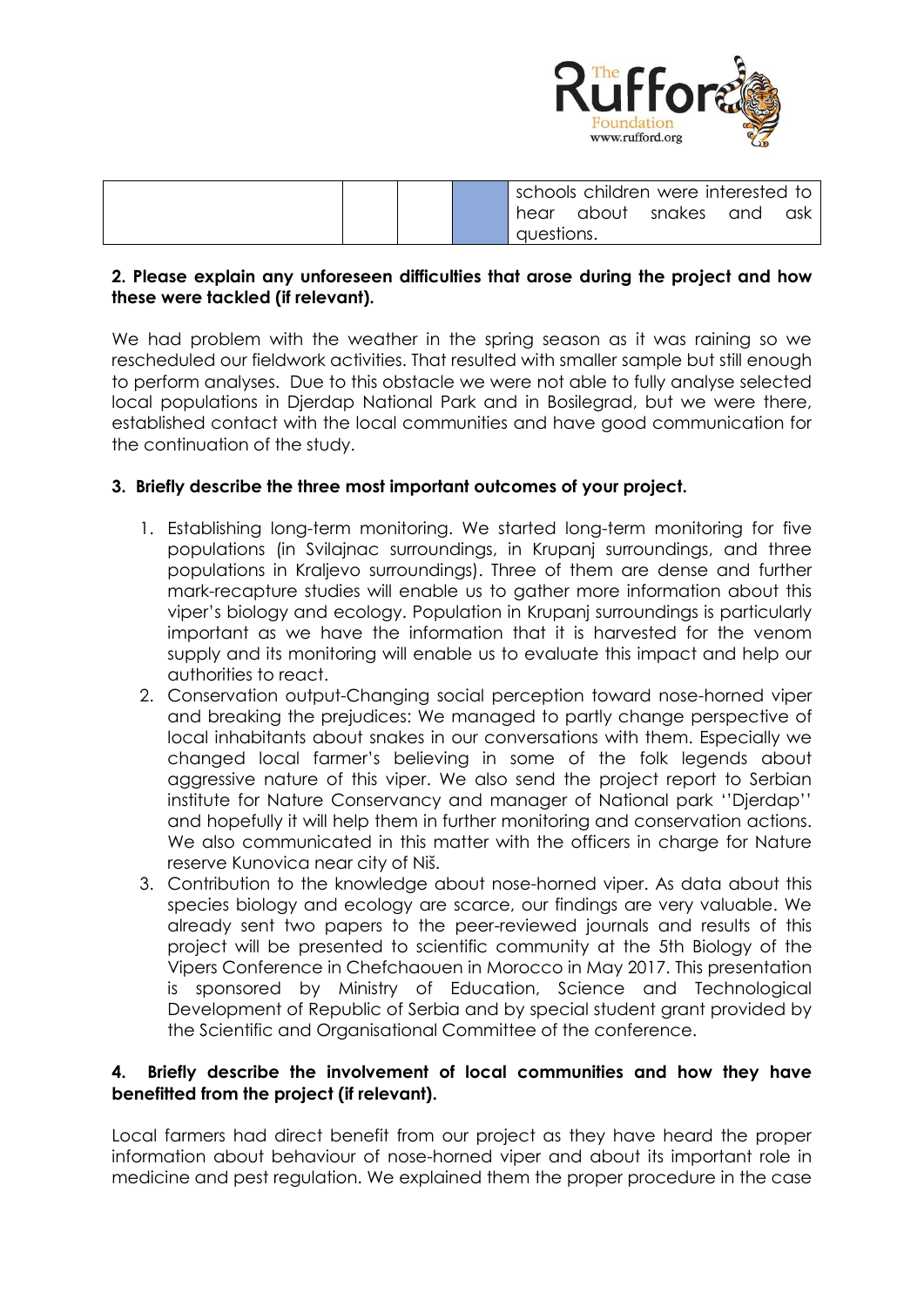|  |  |  |  | schools children were interested to hear about snakes and ask questions. |
|---|---|---|---|---|

**2. Please explain any unforeseen difficulties that arose during the project and how these were tackled (if relevant).**

We had problem with the weather in the spring season as it was raining so we rescheduled our fieldwork activities. That resulted with smaller sample but still enough to perform analyses. Due to this obstacle we were not able to fully analyse selected local populations in Djerdap National Park and in Bosilegrad, but we were there, established contact with the local communities and have good communication for the continuation of the study.

**3. Briefly describe the three most important outcomes of your project.**

1. Establishing long-term monitoring. We started long-term monitoring for five populations (in Svilajnac surroundings, in Krupanj surroundings, and three populations in Kraljevo surroundings). Three of them are dense and further mark-recapture studies will enable us to gather more information about this viper's biology and ecology. Population in Krupanj surroundings is particularly important as we have the information that it is harvested for the venom supply and its monitoring will enable us to evaluate this impact and help our authorities to react.
2. Conservation output-Changing social perception toward nose-horned viper and breaking the prejudices: We managed to partly change perspective of local inhabitants about snakes in our conversations with them. Especially we changed local farmer's believing in some of the folk legends about aggressive nature of this viper. We also send the project report to Serbian institute for Nature Conservancy and manager of National park ''Djerdap'' and hopefully it will help them in further monitoring and conservation actions. We also communicated in this matter with the officers in charge for Nature reserve Kunovica near city of Niš.
3. Contribution to the knowledge about nose-horned viper. As data about this species biology and ecology are scarce, our findings are very valuable. We already sent two papers to the peer-reviewed journals and results of this project will be presented to scientific community at the 5th Biology of the Vipers Conference in Chefchaouen in Morocco in May 2017. This presentation is sponsored by Ministry of Education, Science and Technological Development of Republic of Serbia and by special student grant provided by the Scientific and Organisational Committee of the conference.

**4. Briefly describe the involvement of local communities and how they have benefitted from the project (if relevant).**

Local farmers had direct benefit from our project as they have heard the proper information about behaviour of nose-horned viper and about its important role in medicine and pest regulation. We explained them the proper procedure in the case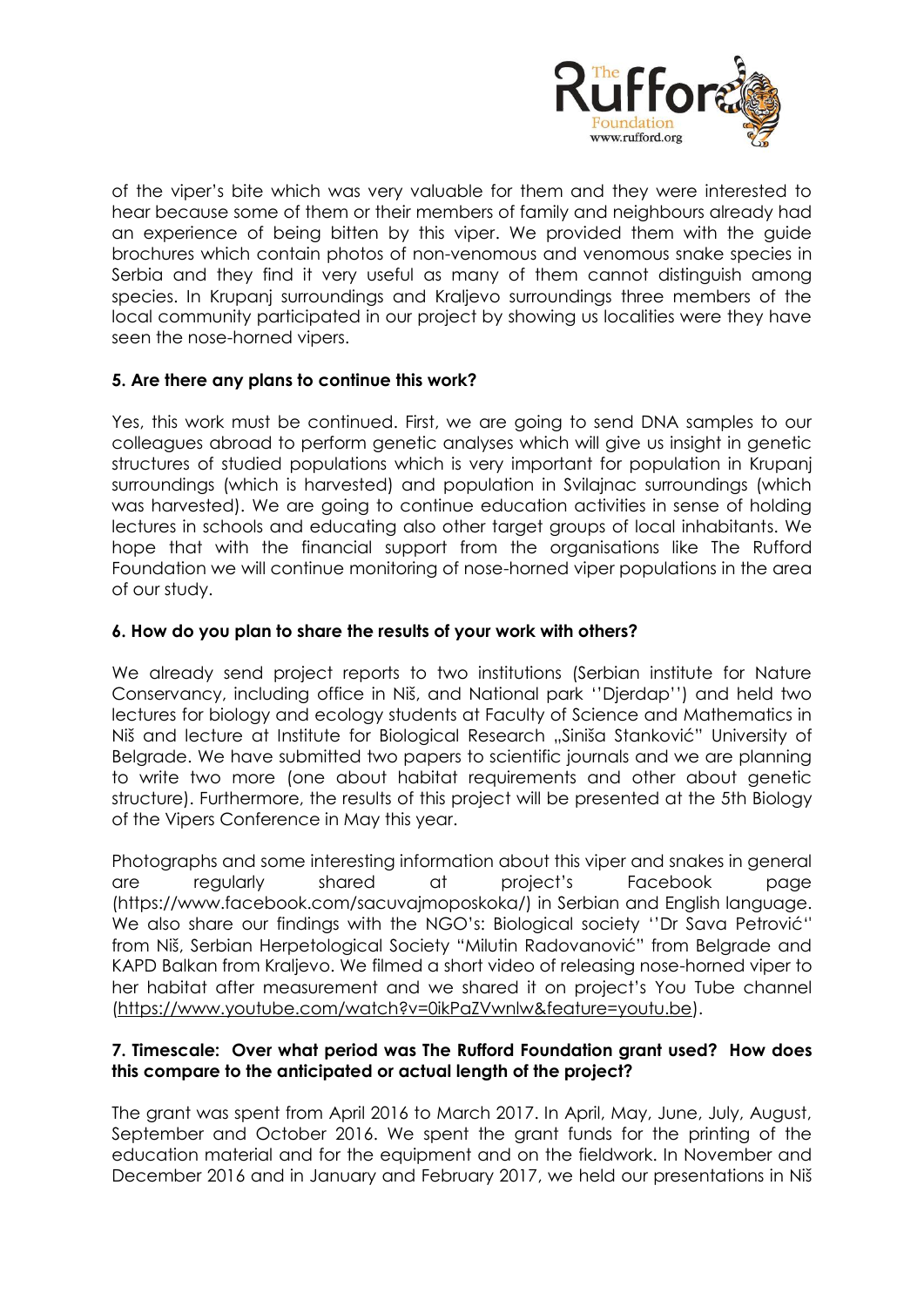of the viper's bite which was very valuable for them and they were interested to hear because some of them or their members of family and neighbours already had an experience of being bitten by this viper. We provided them with the guide brochures which contain photos of non-venomous and venomous snake species in Serbia and they find it very useful as many of them cannot distinguish among species. In Krupanj surroundings and Kraljevo surroundings three members of the local community participated in our project by showing us localities were they have seen the nose-horned vipers.

**5. Are there any plans to continue this work?**

Yes, this work must be continued. First, we are going to send DNA samples to our colleagues abroad to perform genetic analyses which will give us insight in genetic structures of studied populations which is very important for population in Krupanj surroundings (which is harvested) and population in Svilajnac surroundings (which was harvested). We are going to continue education activities in sense of holding lectures in schools and educating also other target groups of local inhabitants. We hope that with the financial support from the organisations like The Rufford Foundation we will continue monitoring of nose-horned viper populations in the area of our study.

**6. How do you plan to share the results of your work with others?**

We already send project reports to two institutions (Serbian institute for Nature Conservancy, including office in Niš, and National park ''Djerdap'') and held two lectures for biology and ecology students at Faculty of Science and Mathematics in Niš and lecture at Institute for Biological Research „Siniša Stanković" University of Belgrade. We have submitted two papers to scientific journals and we are planning to write two more (one about habitat requirements and other about genetic structure). Furthermore, the results of this project will be presented at the 5th Biology of the Vipers Conference in May this year.

Photographs and some interesting information about this viper and snakes in general are regularly shared at project's Facebook page (https://www.facebook.com/sacuvajmoposkoka/) in Serbian and English language. We also share our findings with the NGO's: Biological society ''Dr Sava Petrović'' from Niš, Serbian Herpetological Society "Milutin Radovanović" from Belgrade and KAPD Balkan from Kraljevo. We filmed a short video of releasing nose-horned viper to her habitat after measurement and we shared it on project's You Tube channel (https://www.youtube.com/watch?v=0ikPaZVwnlw&feature=youtu.be).

**7. Timescale: Over what period was The Rufford Foundation grant used? How does this compare to the anticipated or actual length of the project?**

The grant was spent from April 2016 to March 2017. In April, May, June, July, August, September and October 2016. We spent the grant funds for the printing of the education material and for the equipment and on the fieldwork. In November and December 2016 and in January and February 2017, we held our presentations in Niš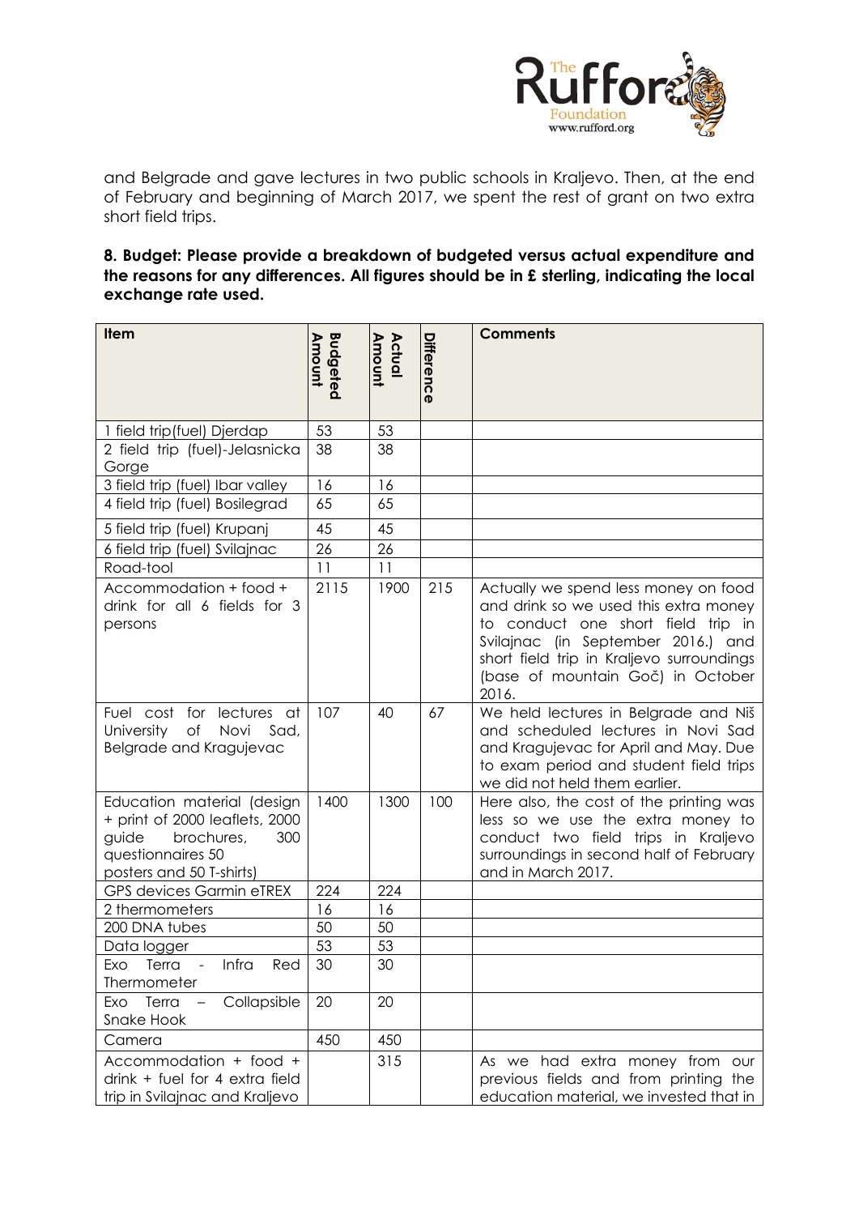and Belgrade and gave lectures in two public schools in Kraljevo. Then, at the end of February and beginning of March 2017, we spent the rest of grant on two extra short field trips.

**8. Budget: Please provide a breakdown of budgeted versus actual expenditure and the reasons for any differences. All figures should be in £ sterling, indicating the local exchange rate used.**

| Item | Budgeted Amount | Actual Amount | Difference | Comments |
|---|---|---|---|---|
| 1 field trip(fuel) Djerdap | 53 | 53 | | |
| 2 field trip (fuel)-Jelasnicka Gorge | 38 | 38 | | |
| 3 field trip (fuel) Ibar valley | 16 | 16 | | |
| 4 field trip (fuel) Bosilegrad | 65 | 65 | | |
| 5 field trip (fuel) Krupanj | 45 | 45 | | |
| 6 field trip (fuel) Svilajnac | 26 | 26 | | |
| Road-tool | 11 | 11 | | |
| Accommodation + food + drink for all 6 fields for 3 persons | 2115 | 1900 | 215 | Actually we spend less money on food and drink so we used this extra money to conduct one short field trip in Svilajnac (in September 2016.) and short field trip in Kraljevo surroundings (base of mountain Goč) in October 2016. |
| Fuel cost for lectures at University of Novi Sad, Belgrade and Kragujevac | 107 | 40 | 67 | We held lectures in Belgrade and Niš and scheduled lectures in Novi Sad and Kragujevac for April and May. Due to exam period and student field trips we did not held them earlier. |
| Education material (design + print of 2000 leaflets, 2000 guide brochures, 300 questionnaires 50 posters and 50 T-shirts) | 1400 | 1300 | 100 | Here also, the cost of the printing was less so we use the extra money to conduct two field trips in Kraljevo surroundings in second half of February and in March 2017. |
| GPS devices Garmin eTREX | 224 | 224 | | |
| 2 thermometers | 16 | 16 | | |
| 200 DNA tubes | 50 | 50 | | |
| Data logger | 53 | 53 | | |
| Exo Terra - Infra Red Thermometer | 30 | 30 | | |
| Exo Terra – Collapsible Snake Hook | 20 | 20 | | |
| Camera | 450 | 450 | | |
| Accommodation + food + drink + fuel for 4 extra field trip in Svilajnac and Kraljevo | | 315 | | As we had extra money from our previous fields and from printing the education material, we invested that in |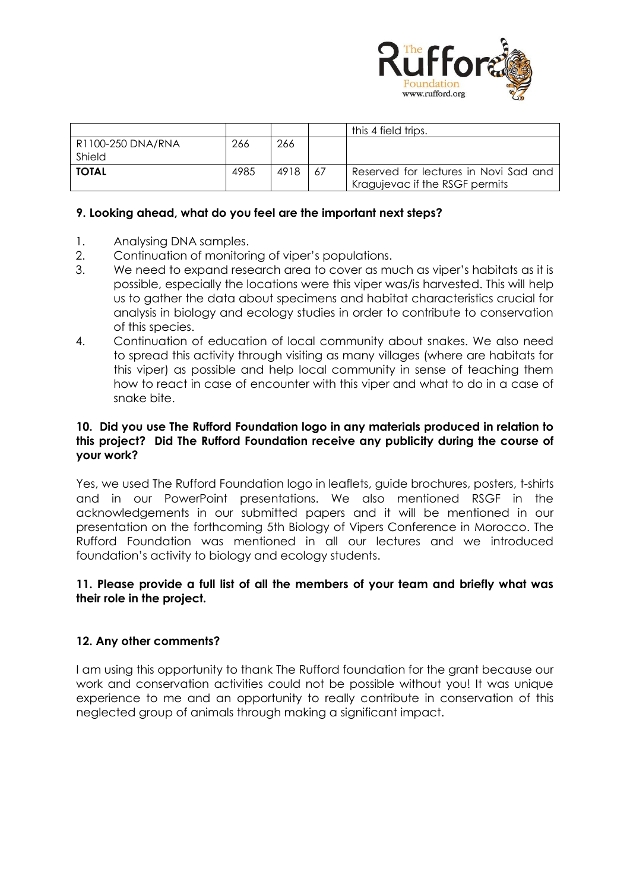| | | | | |
|---|---|---|---|---|
| | | | | this 4 field trips. |
| R1100-250 DNA/RNA Shield | 266 | 266 | | |
| **TOTAL** | 4985 | 4918 | 67 | Reserved for lectures in Novi Sad and Kragujevac if the RSGF permits |

**9. Looking ahead, what do you feel are the important next steps?**

1. Analysing DNA samples.
2. Continuation of monitoring of viper's populations.
3. We need to expand research area to cover as much as viper's habitats as it is possible, especially the locations were this viper was/is harvested. This will help us to gather the data about specimens and habitat characteristics crucial for analysis in biology and ecology studies in order to contribute to conservation of this species.
4. Continuation of education of local community about snakes. We also need to spread this activity through visiting as many villages (where are habitats for this viper) as possible and help local community in sense of teaching them how to react in case of encounter with this viper and what to do in a case of snake bite.

**10. Did you use The Rufford Foundation logo in any materials produced in relation to this project? Did The Rufford Foundation receive any publicity during the course of your work?**

Yes, we used The Rufford Foundation logo in leaflets, guide brochures, posters, t-shirts and in our PowerPoint presentations. We also mentioned RSGF in the acknowledgements in our submitted papers and it will be mentioned in our presentation on the forthcoming 5th Biology of Vipers Conference in Morocco. The Rufford Foundation was mentioned in all our lectures and we introduced foundation's activity to biology and ecology students.

**11. Please provide a full list of all the members of your team and briefly what was their role in the project.**

**12. Any other comments?**

I am using this opportunity to thank The Rufford foundation for the grant because our work and conservation activities could not be possible without you! It was unique experience to me and an opportunity to really contribute in conservation of this neglected group of animals through making a significant impact.